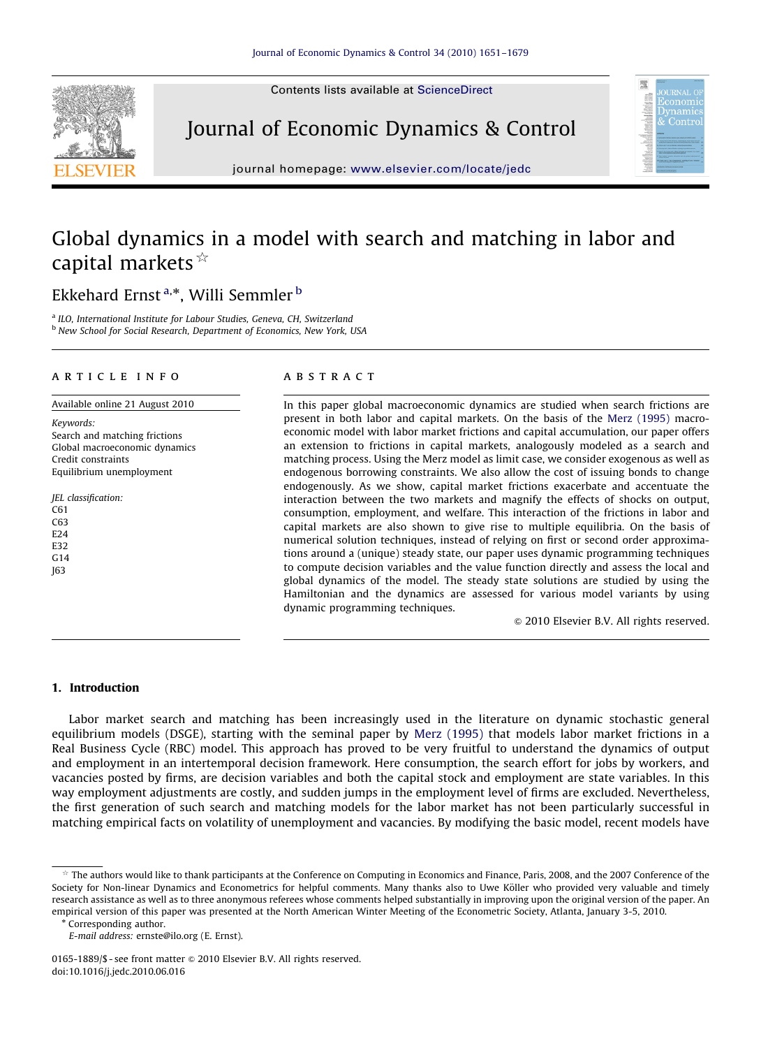# Global dynamics in a model with search and matching in labor and capital markets ☆

Ekkehard Ernst [a,*], Willi Semmler [b]

[a] ILO, International Institute for Labour Studies, Geneva, CH, Switzerland
[b] New School for Social Research, Department of Economics, New York, USA

## ARTICLE INFO

Available online 21 August 2010

*Keywords:*
Search and matching frictions
Global macroeconomic dynamics
Credit constraints
Equilibrium unemployment

*JEL classification:*
C61
C63
E24
E32
G14
J63

## ABSTRACT

In this paper global macroeconomic dynamics are studied when search frictions are present in both labor and capital markets. On the basis of the Merz (1995) macroeconomic model with labor market frictions and capital accumulation, our paper offers an extension to frictions in capital markets, analogously modeled as a search and matching process. Using the Merz model as limit case, we consider exogenous as well as endogenous borrowing constraints. We also allow the cost of issuing bonds to change endogenously. As we show, capital market frictions exacerbate and accentuate the interaction between the two markets and magnify the effects of shocks on output, consumption, employment, and welfare. This interaction of the frictions in labor and capital markets are also shown to give rise to multiple equilibria. On the basis of numerical solution techniques, instead of relying on first or second order approximations around a (unique) steady state, our paper uses dynamic programming techniques to compute decision variables and the value function directly and assess the local and global dynamics of the model. The steady state solutions are studied by using the Hamiltonian and the dynamics are assessed for various model variants by using dynamic programming techniques.

© 2010 Elsevier B.V. All rights reserved.

## 1. Introduction

Labor market search and matching has been increasingly used in the literature on dynamic stochastic general equilibrium models (DSGE), starting with the seminal paper by Merz (1995) that models labor market frictions in a Real Business Cycle (RBC) model. This approach has proved to be very fruitful to understand the dynamics of output and employment in an intertemporal decision framework. Here consumption, the search effort for jobs by workers, and vacancies posted by firms, are decision variables and both the capital stock and employment are state variables. In this way employment adjustments are costly, and sudden jumps in the employment level of firms are excluded. Nevertheless, the first generation of such search and matching models for the labor market has not been particularly successful in matching empirical facts on volatility of unemployment and vacancies. By modifying the basic model, recent models have

---

☆ The authors would like to thank participants at the Conference on Computing in Economics and Finance, Paris, 2008, and the 2007 Conference of the Society for Non-linear Dynamics and Econometrics for helpful comments. Many thanks also to Uwe Köller who provided very valuable and timely research assistance as well as to three anonymous referees whose comments helped substantially in improving upon the original version of the paper. An empirical version of this paper was presented at the North American Winter Meeting of the Econometric Society, Atlanta, January 3-5, 2010.

\* Corresponding author.
E-mail address: ernste@ilo.org (E. Ernst).

0165-1889/$ - see front matter © 2010 Elsevier B.V. All rights reserved.
doi:10.1016/j.jedc.2010.06.016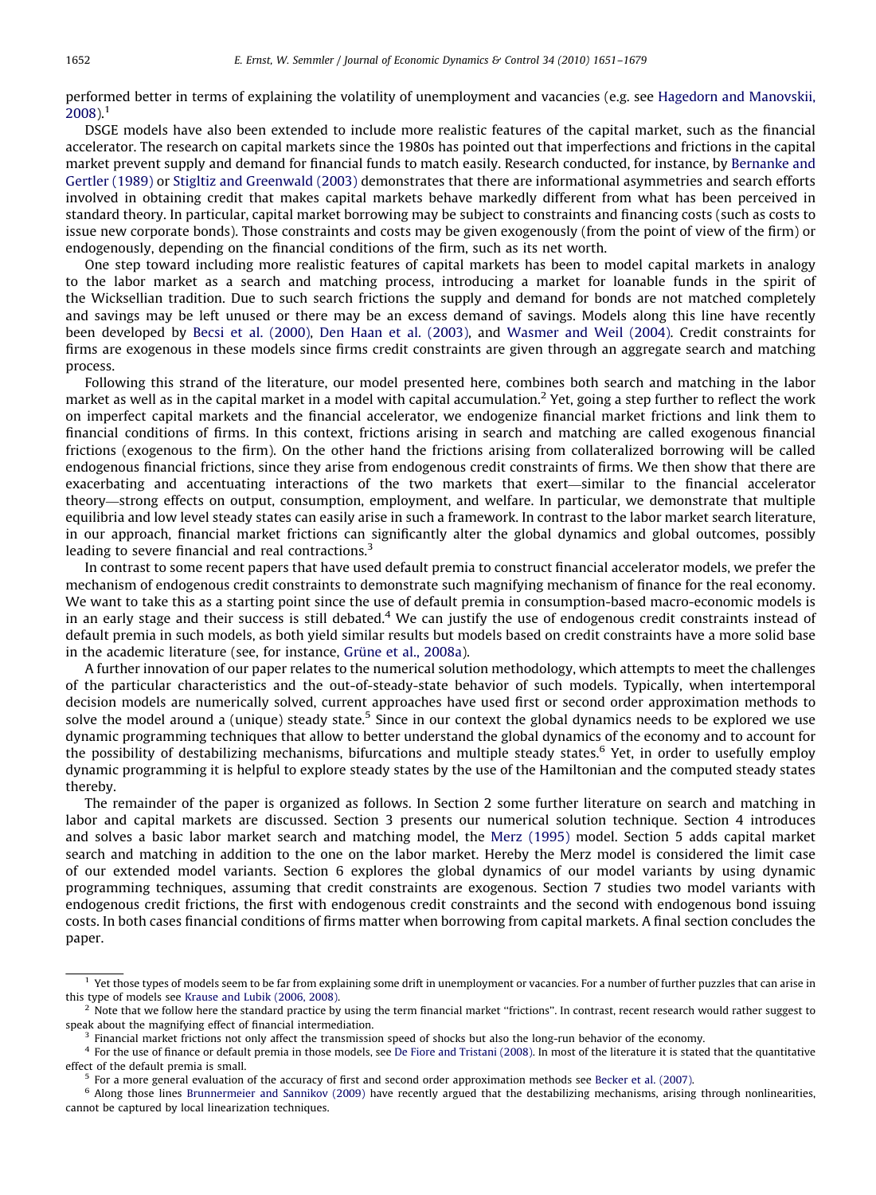performed better in terms of explaining the volatility of unemployment and vacancies (e.g. see Hagedorn and Manovskii, 2008).[1]

DSGE models have also been extended to include more realistic features of the capital market, such as the financial accelerator. The research on capital markets since the 1980s has pointed out that imperfections and frictions in the capital market prevent supply and demand for financial funds to match easily. Research conducted, for instance, by Bernanke and Gertler (1989) or Stigltiz and Greenwald (2003) demonstrates that there are informational asymmetries and search efforts involved in obtaining credit that makes capital markets behave markedly different from what has been perceived in standard theory. In particular, capital market borrowing may be subject to constraints and financing costs (such as costs to issue new corporate bonds). Those constraints and costs may be given exogenously (from the point of view of the firm) or endogenously, depending on the financial conditions of the firm, such as its net worth.

One step toward including more realistic features of capital markets has been to model capital markets in analogy to the labor market as a search and matching process, introducing a market for loanable funds in the spirit of the Wicksellian tradition. Due to such search frictions the supply and demand for bonds are not matched completely and savings may be left unused or there may be an excess demand of savings. Models along this line have recently been developed by Becsi et al. (2000), Den Haan et al. (2003), and Wasmer and Weil (2004). Credit constraints for firms are exogenous in these models since firms credit constraints are given through an aggregate search and matching process.

Following this strand of the literature, our model presented here, combines both search and matching in the labor market as well as in the capital market in a model with capital accumulation.[2] Yet, going a step further to reflect the work on imperfect capital markets and the financial accelerator, we endogenize financial market frictions and link them to financial conditions of firms. In this context, frictions arising in search and matching are called exogenous financial frictions (exogenous to the firm). On the other hand the frictions arising from collateralized borrowing will be called endogenous financial frictions, since they arise from endogenous credit constraints of firms. We then show that there are exacerbating and accentuating interactions of the two markets that exert—similar to the financial accelerator theory—strong effects on output, consumption, employment, and welfare. In particular, we demonstrate that multiple equilibria and low level steady states can easily arise in such a framework. In contrast to the labor market search literature, in our approach, financial market frictions can significantly alter the global dynamics and global outcomes, possibly leading to severe financial and real contractions.[3]

In contrast to some recent papers that have used default premia to construct financial accelerator models, we prefer the mechanism of endogenous credit constraints to demonstrate such magnifying mechanism of finance for the real economy. We want to take this as a starting point since the use of default premia in consumption-based macro-economic models is in an early stage and their success is still debated.[4] We can justify the use of endogenous credit constraints instead of default premia in such models, as both yield similar results but models based on credit constraints have a more solid base in the academic literature (see, for instance, Grüne et al., 2008a).

A further innovation of our paper relates to the numerical solution methodology, which attempts to meet the challenges of the particular characteristics and the out-of-steady-state behavior of such models. Typically, when intertemporal decision models are numerically solved, current approaches have used first or second order approximation methods to solve the model around a (unique) steady state.[5] Since in our context the global dynamics needs to be explored we use dynamic programming techniques that allow to better understand the global dynamics of the economy and to account for the possibility of destabilizing mechanisms, bifurcations and multiple steady states.[6] Yet, in order to usefully employ dynamic programming it is helpful to explore steady states by the use of the Hamiltonian and the computed steady states thereby.

The remainder of the paper is organized as follows. In Section 2 some further literature on search and matching in labor and capital markets are discussed. Section 3 presents our numerical solution technique. Section 4 introduces and solves a basic labor market search and matching model, the Merz (1995) model. Section 5 adds capital market search and matching in addition to the one on the labor market. Hereby the Merz model is considered the limit case of our extended model variants. Section 6 explores the global dynamics of our model variants by using dynamic programming techniques, assuming that credit constraints are exogenous. Section 7 studies two model variants with endogenous credit frictions, the first with endogenous credit constraints and the second with endogenous bond issuing costs. In both cases financial conditions of firms matter when borrowing from capital markets. A final section concludes the paper.

---

[1] Yet those types of models seem to be far from explaining some drift in unemployment or vacancies. For a number of further puzzles that can arise in this type of models see Krause and Lubik (2006, 2008).

[2] Note that we follow here the standard practice by using the term financial market "frictions". In contrast, recent research would rather suggest to speak about the magnifying effect of financial intermediation.

[3] Financial market frictions not only affect the transmission speed of shocks but also the long-run behavior of the economy.

[4] For the use of finance or default premia in those models, see De Fiore and Tristani (2008). In most of the literature it is stated that the quantitative effect of the default premia is small.

[5] For a more general evaluation of the accuracy of first and second order approximation methods see Becker et al. (2007).

[6] Along those lines Brunnermeier and Sannikov (2009) have recently argued that the destabilizing mechanisms, arising through nonlinearities, cannot be captured by local linearization techniques.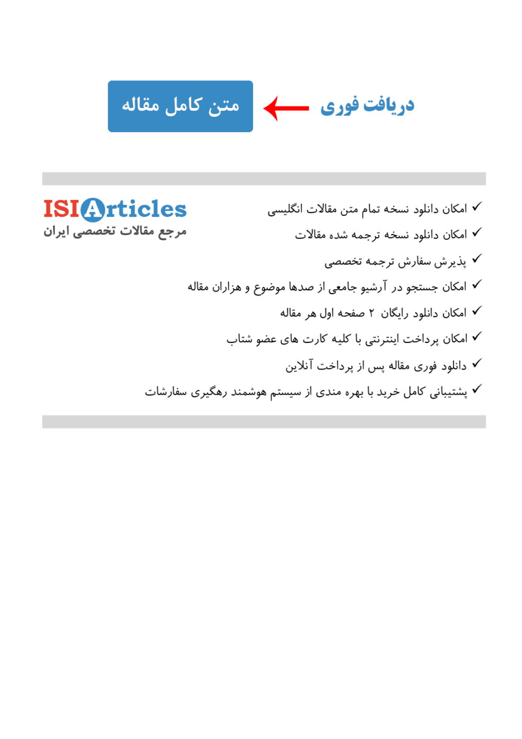دریافت فوری ← **متن کامل مقاله**

**ISIArticles**
مرجع مقالات تخصصی ایران

- ✓ امکان دانلود نسخه تمام متن مقالات انگلیسی
- ✓ امکان دانلود نسخه ترجمه شده مقالات
- ✓ پذیرش سفارش ترجمه تخصصی
- ✓ امکان جستجو در آرشیو جامعی از صدها موضوع و هزاران مقاله
- ✓ امکان دانلود رایگان ۲ صفحه اول هر مقاله
- ✓ امکان پرداخت اینترنتی با کلیه کارت های عضو شتاب
- ✓ دانلود فوری مقاله پس از پرداخت آنلاین
- ✓ پشتیبانی کامل خرید با بهره مندی از سیستم هوشمند رهگیری سفارشات